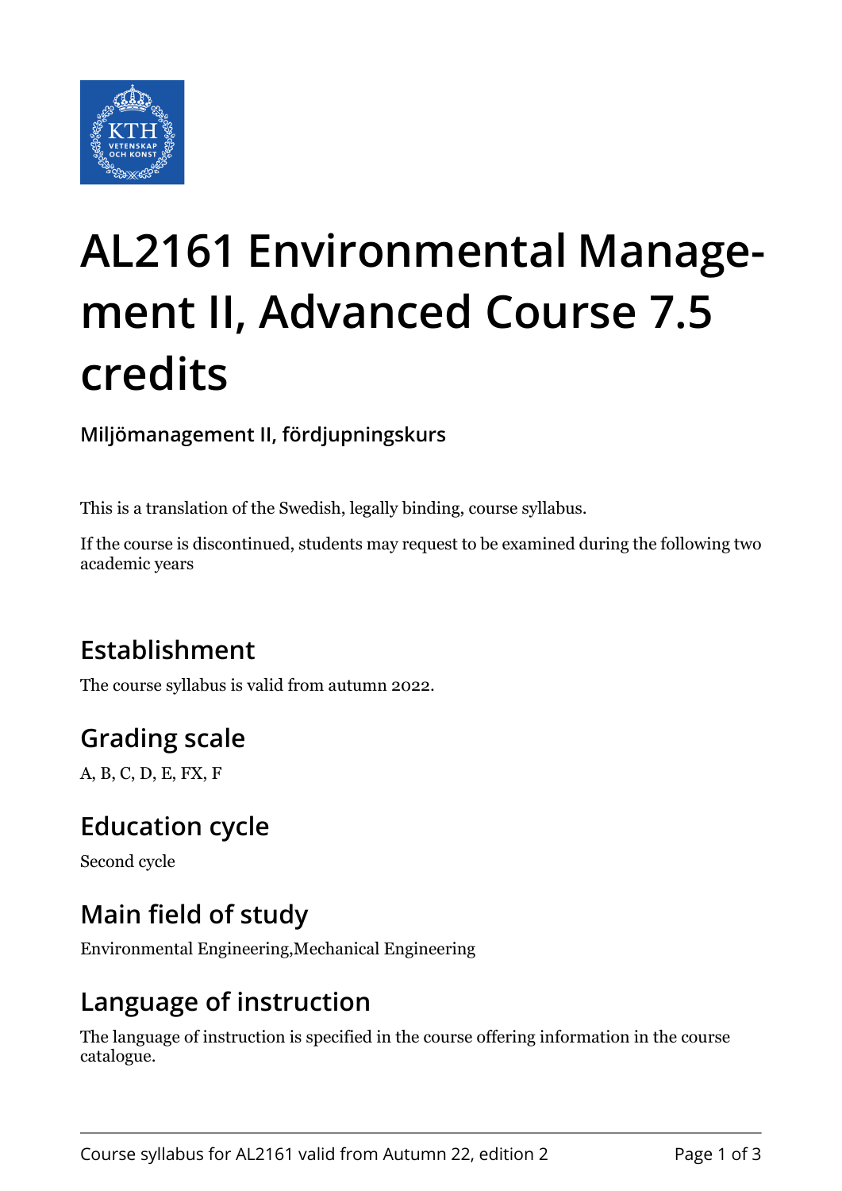# AL2161 Environmental Management II, Advanced Course 7.5 credits

**Miljömanagement II, fördjupningskurs**

This is a translation of the Swedish, legally binding, course syllabus.

If the course is discontinued, students may request to be examined during the following two academic years

## Establishment

The course syllabus is valid from autumn 2022.

## Grading scale

A, B, C, D, E, FX, F

## Education cycle

Second cycle

## Main field of study

Environmental Engineering,Mechanical Engineering

## Language of instruction

The language of instruction is specified in the course offering information in the course catalogue.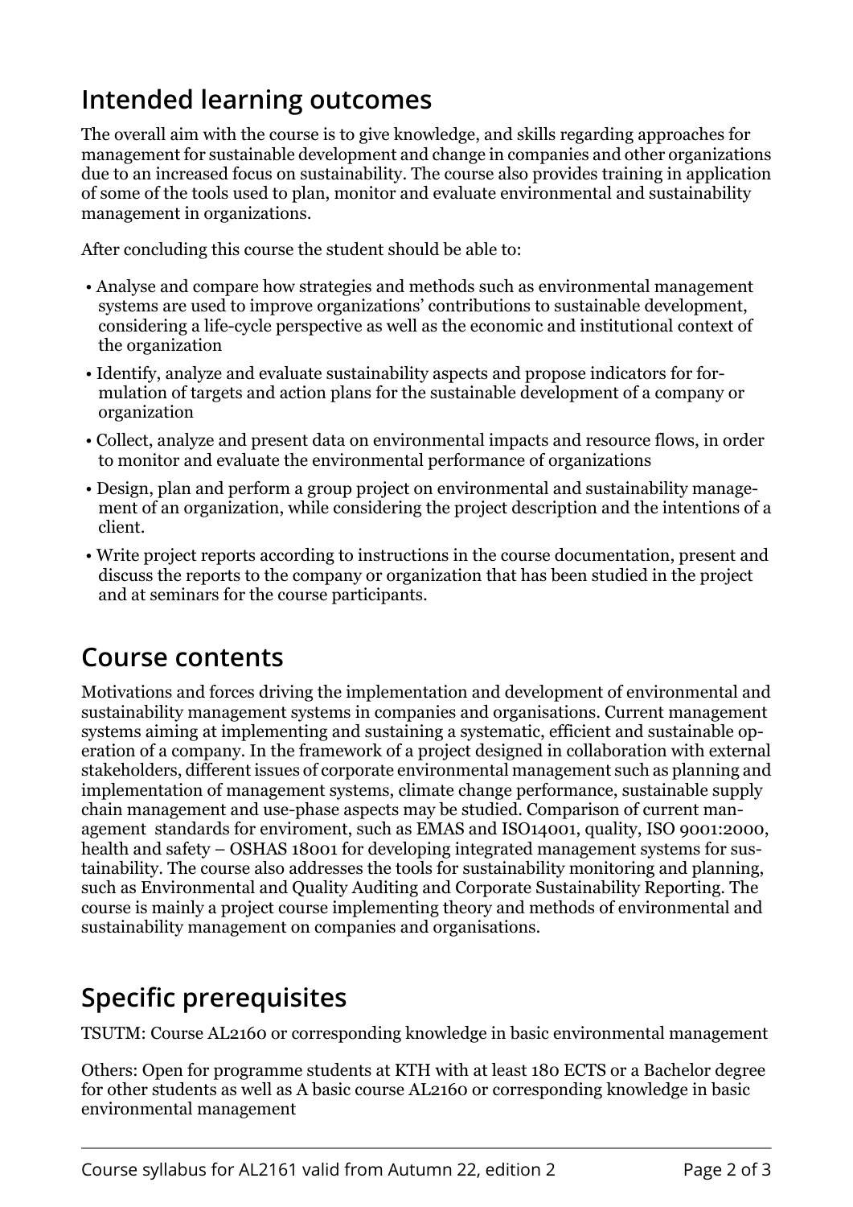## Intended learning outcomes

The overall aim with the course is to give knowledge, and skills regarding approaches for management for sustainable development and change in companies and other organizations due to an increased focus on sustainability. The course also provides training in application of some of the tools used to plan, monitor and evaluate environmental and sustainability management in organizations.

After concluding this course the student should be able to:

- Analyse and compare how strategies and methods such as environmental management systems are used to improve organizations' contributions to sustainable development, considering a life-cycle perspective as well as the economic and institutional context of the organization
- Identify, analyze and evaluate sustainability aspects and propose indicators for formulation of targets and action plans for the sustainable development of a company or organization
- Collect, analyze and present data on environmental impacts and resource flows, in order to monitor and evaluate the environmental performance of organizations
- Design, plan and perform a group project on environmental and sustainability management of an organization, while considering the project description and the intentions of a client.
- Write project reports according to instructions in the course documentation, present and discuss the reports to the company or organization that has been studied in the project and at seminars for the course participants.

## Course contents

Motivations and forces driving the implementation and development of environmental and sustainability management systems in companies and organisations. Current management systems aiming at implementing and sustaining a systematic, efficient and sustainable operation of a company. In the framework of a project designed in collaboration with external stakeholders, different issues of corporate environmental management such as planning and implementation of management systems, climate change performance, sustainable supply chain management and use-phase aspects may be studied. Comparison of current management standards for enviroment, such as EMAS and ISO14001, quality, ISO 9001:2000, health and safety – OSHAS 18001 for developing integrated management systems for sustainability. The course also addresses the tools for sustainability monitoring and planning, such as Environmental and Quality Auditing and Corporate Sustainability Reporting. The course is mainly a project course implementing theory and methods of environmental and sustainability management on companies and organisations.

## Specific prerequisites

TSUTM: Course AL2160 or corresponding knowledge in basic environmental management

Others: Open for programme students at KTH with at least 180 ECTS or a Bachelor degree for other students as well as A basic course AL2160 or corresponding knowledge in basic environmental management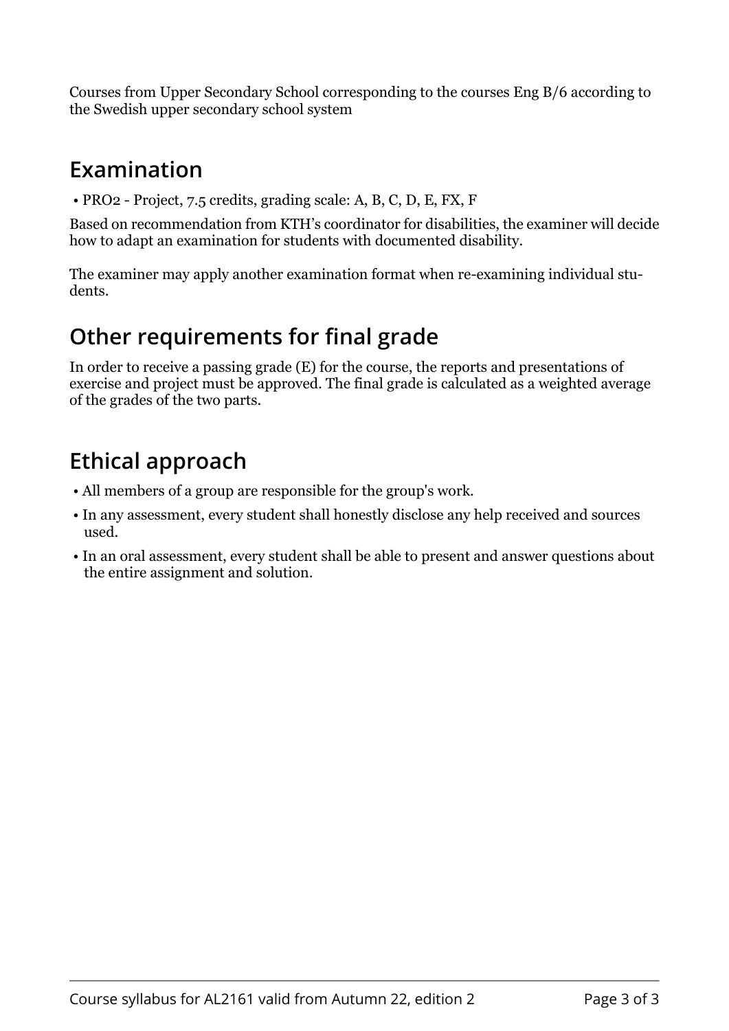Courses from Upper Secondary School corresponding to the courses Eng B/6 according to the Swedish upper secondary school system

## Examination

- PRO2 - Project, 7.5 credits, grading scale: A, B, C, D, E, FX, F

Based on recommendation from KTH's coordinator for disabilities, the examiner will decide how to adapt an examination for students with documented disability.

The examiner may apply another examination format when re-examining individual students.

## Other requirements for final grade

In order to receive a passing grade (E) for the course, the reports and presentations of exercise and project must be approved. The final grade is calculated as a weighted average of the grades of the two parts.

## Ethical approach

- All members of a group are responsible for the group's work.
- In any assessment, every student shall honestly disclose any help received and sources used.
- In an oral assessment, every student shall be able to present and answer questions about the entire assignment and solution.